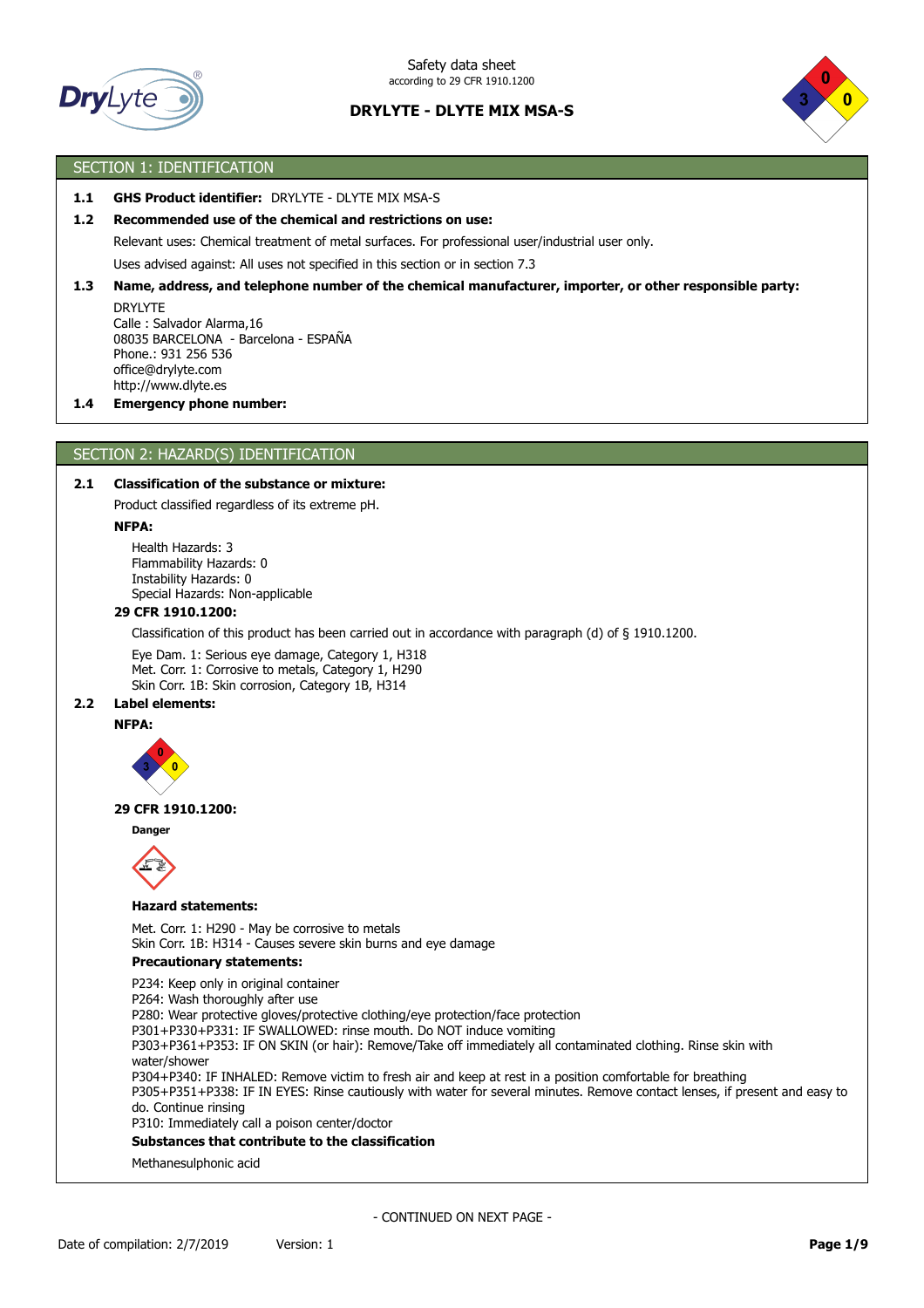Safety data sheet
according to 29 CFR 1910.1200

**DRYLYTE - DLYTE MIX MSA-S**

## SECTION 1: IDENTIFICATION

**1.1 GHS Product identifier:** DRYLYTE - DLYTE MIX MSA-S

**1.2 Recommended use of the chemical and restrictions on use:**

Relevant uses: Chemical treatment of metal surfaces. For professional user/industrial user only.

Uses advised against: All uses not specified in this section or in section 7.3

**1.3 Name, address, and telephone number of the chemical manufacturer, importer, or other responsible party:**

DRYLYTE
Calle : Salvador Alarma,16
08035 BARCELONA - Barcelona - ESPAÑA
Phone.: 931 256 536
office@drylyte.com
http://www.dlyte.es

**1.4 Emergency phone number:**

## SECTION 2: HAZARD(S) IDENTIFICATION

**2.1 Classification of the substance or mixture:**

Product classified regardless of its extreme pH.

**NFPA:**

Health Hazards: 3
Flammability Hazards: 0
Instability Hazards: 0
Special Hazards: Non-applicable

**29 CFR 1910.1200:**

Classification of this product has been carried out in accordance with paragraph (d) of § 1910.1200.

Eye Dam. 1: Serious eye damage, Category 1, H318
Met. Corr. 1: Corrosive to metals, Category 1, H290
Skin Corr. 1B: Skin corrosion, Category 1B, H314

**2.2 Label elements:**

**NFPA:**

**29 CFR 1910.1200:**

**Danger**

**Hazard statements:**

Met. Corr. 1: H290 - May be corrosive to metals
Skin Corr. 1B: H314 - Causes severe skin burns and eye damage

**Precautionary statements:**

P234: Keep only in original container
P264: Wash thoroughly after use
P280: Wear protective gloves/protective clothing/eye protection/face protection
P301+P330+P331: IF SWALLOWED: rinse mouth. Do NOT induce vomiting
P303+P361+P353: IF ON SKIN (or hair): Remove/Take off immediately all contaminated clothing. Rinse skin with water/shower
P304+P340: IF INHALED: Remove victim to fresh air and keep at rest in a position comfortable for breathing
P305+P351+P338: IF IN EYES: Rinse cautiously with water for several minutes. Remove contact lenses, if present and easy to do. Continue rinsing
P310: Immediately call a poison center/doctor

**Substances that contribute to the classification**

Methanesulphonic acid

- CONTINUED ON NEXT PAGE -

Date of compilation: 2/7/2019 Version: 1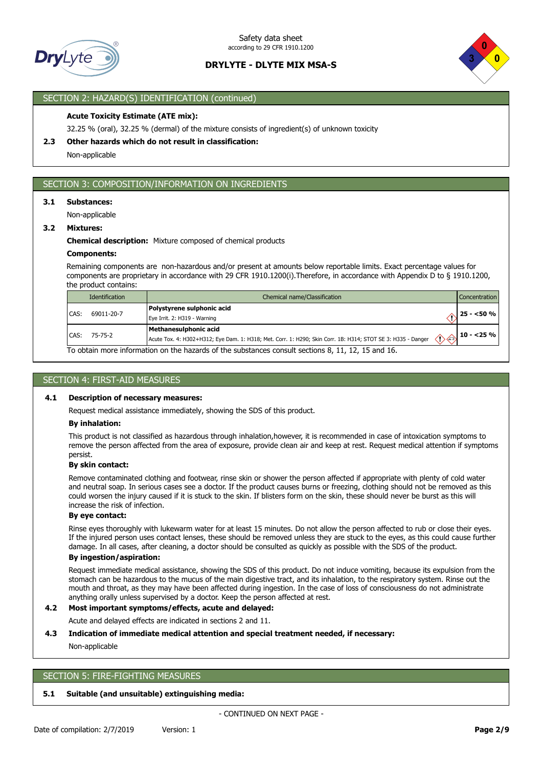## SECTION 2: HAZARD(S) IDENTIFICATION (continued)

**Acute Toxicity Estimate (ATE mix):**

32.25 % (oral), 32.25 % (dermal) of the mixture consists of ingredient(s) of unknown toxicity

**2.3 Other hazards which do not result in classification:**

Non-applicable

## SECTION 3: COMPOSITION/INFORMATION ON INGREDIENTS

**3.1 Substances:**

Non-applicable

**3.2 Mixtures:**

**Chemical description:** Mixture composed of chemical products

**Components:**

Remaining components are non-hazardous and/or present at amounts below reportable limits. Exact percentage values for components are proprietary in accordance with 29 CFR 1910.1200(i).Therefore, in accordance with Appendix D to § 1910.1200, the product contains:

| Identification | Chemical name/Classification | Concentration |
|---|---|---|
| CAS: 69011-20-7 | **Polystyrene sulphonic acid**<br>Eye Irrit. 2: H319 - Warning | **25 - <50 %** |
| CAS: 75-75-2 | **Methanesulphonic acid**<br>Acute Tox. 4: H302+H312; Eye Dam. 1: H318; Met. Corr. 1: H290; Skin Corr. 1B: H314; STOT SE 3: H335 - Danger | **10 - <25 %** |

To obtain more information on the hazards of the substances consult sections 8, 11, 12, 15 and 16.

## SECTION 4: FIRST-AID MEASURES

**4.1 Description of necessary measures:**

Request medical assistance immediately, showing the SDS of this product.

**By inhalation:**

This product is not classified as hazardous through inhalation,however, it is recommended in case of intoxication symptoms to remove the person affected from the area of exposure, provide clean air and keep at rest. Request medical attention if symptoms persist.

**By skin contact:**

Remove contaminated clothing and footwear, rinse skin or shower the person affected if appropriate with plenty of cold water and neutral soap. In serious cases see a doctor. If the product causes burns or freezing, clothing should not be removed as this could worsen the injury caused if it is stuck to the skin. If blisters form on the skin, these should never be burst as this will increase the risk of infection.

**By eye contact:**

Rinse eyes thoroughly with lukewarm water for at least 15 minutes. Do not allow the person affected to rub or close their eyes. If the injured person uses contact lenses, these should be removed unless they are stuck to the eyes, as this could cause further damage. In all cases, after cleaning, a doctor should be consulted as quickly as possible with the SDS of the product.

**By ingestion/aspiration:**

Request immediate medical assistance, showing the SDS of this product. Do not induce vomiting, because its expulsion from the stomach can be hazardous to the mucus of the main digestive tract, and its inhalation, to the respiratory system. Rinse out the mouth and throat, as they may have been affected during ingestion. In the case of loss of consciousness do not administrate anything orally unless supervised by a doctor. Keep the person affected at rest.

**4.2 Most important symptoms/effects, acute and delayed:**

Acute and delayed effects are indicated in sections 2 and 11.

**4.3 Indication of immediate medical attention and special treatment needed, if necessary:**

Non-applicable

## SECTION 5: FIRE-FIGHTING MEASURES

**5.1 Suitable (and unsuitable) extinguishing media:**

- CONTINUED ON NEXT PAGE -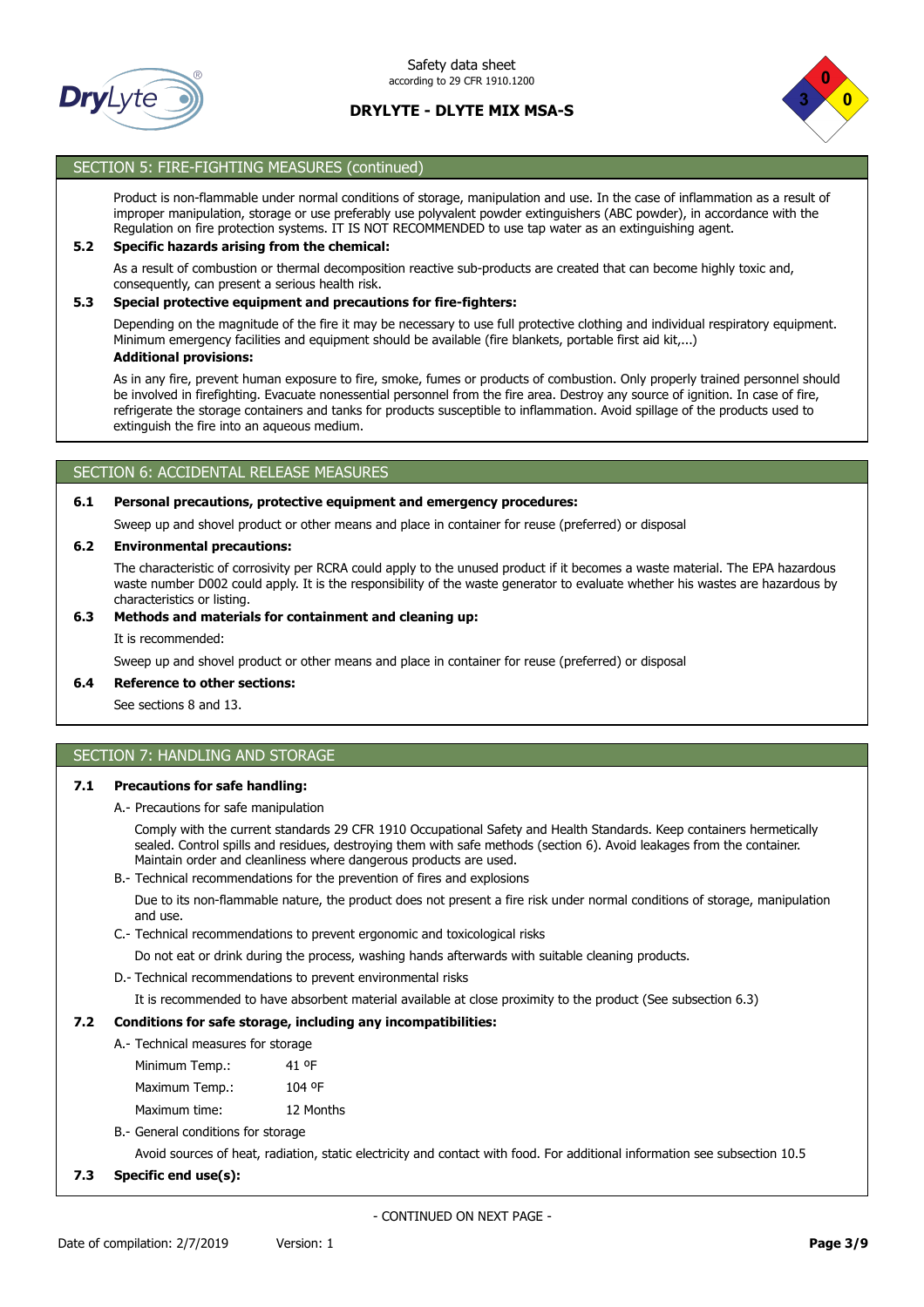## SECTION 5: FIRE-FIGHTING MEASURES (continued)

Product is non-flammable under normal conditions of storage, manipulation and use. In the case of inflammation as a result of improper manipulation, storage or use preferably use polyvalent powder extinguishers (ABC powder), in accordance with the Regulation on fire protection systems. IT IS NOT RECOMMENDED to use tap water as an extinguishing agent.

**5.2 Specific hazards arising from the chemical:**

As a result of combustion or thermal decomposition reactive sub-products are created that can become highly toxic and, consequently, can present a serious health risk.

**5.3 Special protective equipment and precautions for fire-fighters:**

Depending on the magnitude of the fire it may be necessary to use full protective clothing and individual respiratory equipment. Minimum emergency facilities and equipment should be available (fire blankets, portable first aid kit,...)

**Additional provisions:**

As in any fire, prevent human exposure to fire, smoke, fumes or products of combustion. Only properly trained personnel should be involved in firefighting. Evacuate nonessential personnel from the fire area. Destroy any source of ignition. In case of fire, refrigerate the storage containers and tanks for products susceptible to inflammation. Avoid spillage of the products used to extinguish the fire into an aqueous medium.

## SECTION 6: ACCIDENTAL RELEASE MEASURES

**6.1 Personal precautions, protective equipment and emergency procedures:**

Sweep up and shovel product or other means and place in container for reuse (preferred) or disposal

**6.2 Environmental precautions:**

The characteristic of corrosivity per RCRA could apply to the unused product if it becomes a waste material. The EPA hazardous waste number D002 could apply. It is the responsibility of the waste generator to evaluate whether his wastes are hazardous by characteristics or listing.

**6.3 Methods and materials for containment and cleaning up:**

It is recommended:

Sweep up and shovel product or other means and place in container for reuse (preferred) or disposal

**6.4 Reference to other sections:**

See sections 8 and 13.

## SECTION 7: HANDLING AND STORAGE

**7.1 Precautions for safe handling:**

A.- Precautions for safe manipulation

Comply with the current standards 29 CFR 1910 Occupational Safety and Health Standards. Keep containers hermetically sealed. Control spills and residues, destroying them with safe methods (section 6). Avoid leakages from the container. Maintain order and cleanliness where dangerous products are used.

B.- Technical recommendations for the prevention of fires and explosions

Due to its non-flammable nature, the product does not present a fire risk under normal conditions of storage, manipulation and use.

C.- Technical recommendations to prevent ergonomic and toxicological risks

Do not eat or drink during the process, washing hands afterwards with suitable cleaning products.

D.- Technical recommendations to prevent environmental risks

It is recommended to have absorbent material available at close proximity to the product (See subsection 6.3)

**7.2 Conditions for safe storage, including any incompatibilities:**

A.- Technical measures for storage

| | |
|---|---|
| Minimum Temp.: | 41 ºF |
| Maximum Temp.: | 104 ºF |
| Maximum time: | 12 Months |

B.- General conditions for storage

Avoid sources of heat, radiation, static electricity and contact with food. For additional information see subsection 10.5

**7.3 Specific end use(s):**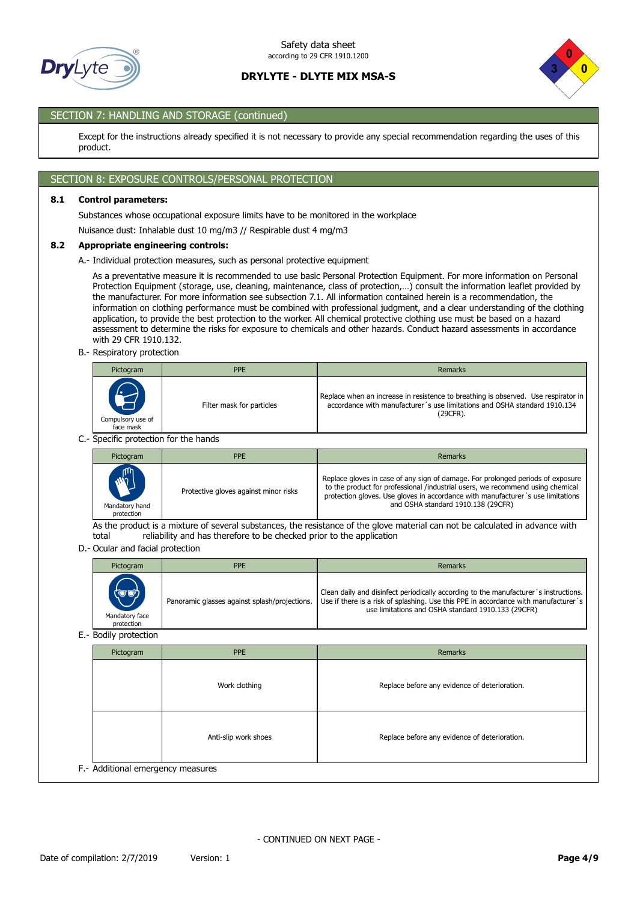## SECTION 7: HANDLING AND STORAGE (continued)

Except for the instructions already specified it is not necessary to provide any special recommendation regarding the uses of this product.

## SECTION 8: EXPOSURE CONTROLS/PERSONAL PROTECTION

### 8.1 Control parameters:

Substances whose occupational exposure limits have to be monitored in the workplace

Nuisance dust: Inhalable dust 10 mg/m3 // Respirable dust 4 mg/m3

### 8.2 Appropriate engineering controls:

A.- Individual protection measures, such as personal protective equipment

As a preventative measure it is recommended to use basic Personal Protection Equipment. For more information on Personal Protection Equipment (storage, use, cleaning, maintenance, class of protection,…) consult the information leaflet provided by the manufacturer. For more information see subsection 7.1. All information contained herein is a recommendation, the information on clothing performance must be combined with professional judgment, and a clear understanding of the clothing application, to provide the best protection to the worker. All chemical protective clothing use must be based on a hazard assessment to determine the risks for exposure to chemicals and other hazards. Conduct hazard assessments in accordance with 29 CFR 1910.132.

B.- Respiratory protection

| Pictogram | PPE | Remarks |
|---|---|---|
| Compulsory use of face mask | Filter mask for particles | Replace when an increase in resistence to breathing is observed. Use respirator in accordance with manufacturer´s use limitations and OSHA standard 1910.134 (29CFR). |

C.- Specific protection for the hands

| Pictogram | PPE | Remarks |
|---|---|---|
| Mandatory hand protection | Protective gloves against minor risks | Replace gloves in case of any sign of damage. For prolonged periods of exposure to the product for professional /industrial users, we recommend using chemical protection gloves. Use gloves in accordance with manufacturer´s use limitations and OSHA standard 1910.138 (29CFR) |

As the product is a mixture of several substances, the resistance of the glove material can not be calculated in advance with total reliability and has therefore to be checked prior to the application

D.- Ocular and facial protection

| Pictogram | PPE | Remarks |
|---|---|---|
| Mandatory face protection | Panoramic glasses against splash/projections. | Clean daily and disinfect periodically according to the manufacturer´s instructions. Use if there is a risk of splashing. Use this PPE in accordance with manufacturer´s use limitations and OSHA standard 1910.133 (29CFR) |

E.- Bodily protection

| Pictogram | PPE | Remarks |
|---|---|---|
| | Work clothing | Replace before any evidence of deterioration. |
| | Anti-slip work shoes | Replace before any evidence of deterioration. |

F.- Additional emergency measures

- CONTINUED ON NEXT PAGE -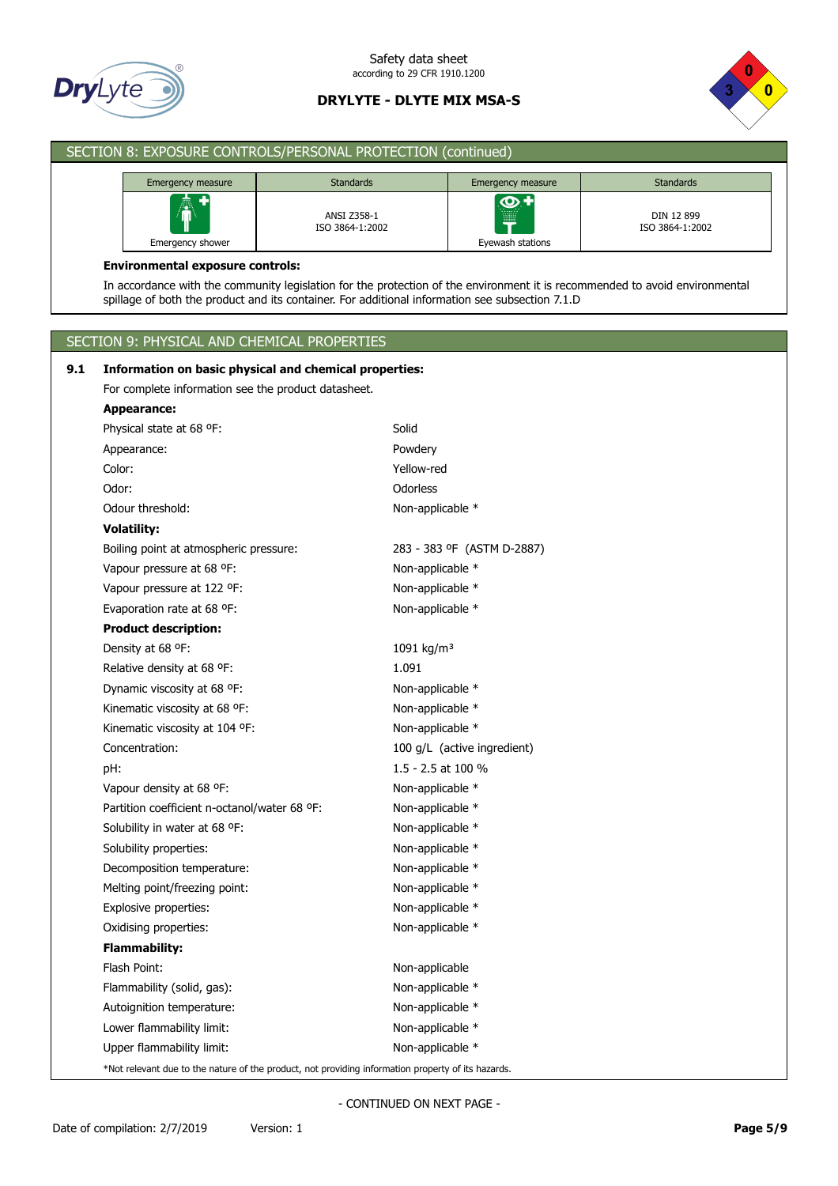## SECTION 8: EXPOSURE CONTROLS/PERSONAL PROTECTION (continued)

| Emergency measure | Standards | Emergency measure | Standards |
|---|---|---|---|
| Emergency shower | ANSI Z358-1<br>ISO 3864-1:2002 | Eyewash stations | DIN 12 899<br>ISO 3864-1:2002 |

**Environmental exposure controls:**

In accordance with the community legislation for the protection of the environment it is recommended to avoid environmental spillage of both the product and its container. For additional information see subsection 7.1.D

## SECTION 9: PHYSICAL AND CHEMICAL PROPERTIES

**9.1 Information on basic physical and chemical properties:**

For complete information see the product datasheet.

**Appearance:**

| | |
|---|---|
| Physical state at 68 ºF: | Solid |
| Appearance: | Powdery |
| Color: | Yellow-red |
| Odor: | Odorless |
| Odour threshold: | Non-applicable * |

**Volatility:**

| | |
|---|---|
| Boiling point at atmospheric pressure: | 283 - 383 ºF (ASTM D-2887) |
| Vapour pressure at 68 ºF: | Non-applicable * |
| Vapour pressure at 122 ºF: | Non-applicable * |
| Evaporation rate at 68 ºF: | Non-applicable * |

**Product description:**

| | |
|---|---|
| Density at 68 ºF: | 1091 kg/m³ |
| Relative density at 68 ºF: | 1.091 |
| Dynamic viscosity at 68 ºF: | Non-applicable * |
| Kinematic viscosity at 68 ºF: | Non-applicable * |
| Kinematic viscosity at 104 ºF: | Non-applicable * |
| Concentration: | 100 g/L (active ingredient) |
| pH: | 1.5 - 2.5 at 100 % |
| Vapour density at 68 ºF: | Non-applicable * |
| Partition coefficient n-octanol/water 68 ºF: | Non-applicable * |
| Solubility in water at 68 ºF: | Non-applicable * |
| Solubility properties: | Non-applicable * |
| Decomposition temperature: | Non-applicable * |
| Melting point/freezing point: | Non-applicable * |
| Explosive properties: | Non-applicable * |
| Oxidising properties: | Non-applicable * |

**Flammability:**

| | |
|---|---|
| Flash Point: | Non-applicable |
| Flammability (solid, gas): | Non-applicable * |
| Autoignition temperature: | Non-applicable * |
| Lower flammability limit: | Non-applicable * |
| Upper flammability limit: | Non-applicable * |

*Not relevant due to the nature of the product, not providing information property of its hazards.

- CONTINUED ON NEXT PAGE -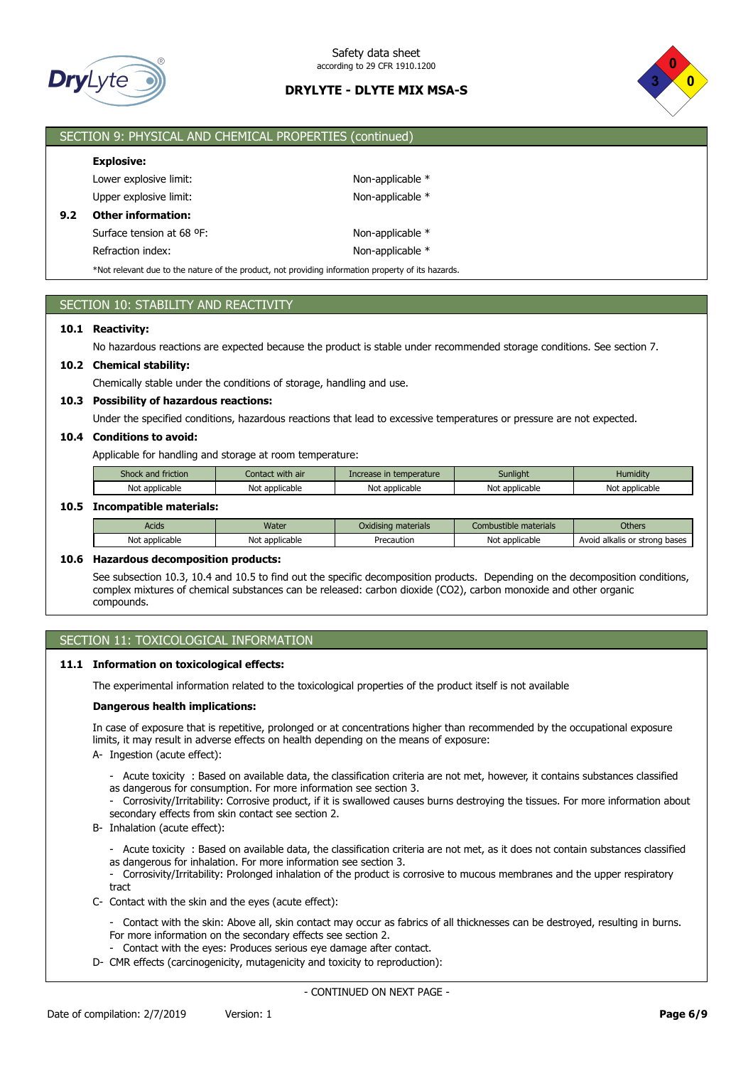## SECTION 9: PHYSICAL AND CHEMICAL PROPERTIES (continued)

**Explosive:**

Lower explosive limit: Non-applicable *

Upper explosive limit: Non-applicable *

**9.2 Other information:**

Surface tension at 68 ºF: Non-applicable *

Refraction index: Non-applicable *

*Not relevant due to the nature of the product, not providing information property of its hazards.

## SECTION 10: STABILITY AND REACTIVITY

**10.1 Reactivity:**

No hazardous reactions are expected because the product is stable under recommended storage conditions. See section 7.

**10.2 Chemical stability:**

Chemically stable under the conditions of storage, handling and use.

**10.3 Possibility of hazardous reactions:**

Under the specified conditions, hazardous reactions that lead to excessive temperatures or pressure are not expected.

**10.4 Conditions to avoid:**

Applicable for handling and storage at room temperature:

| Shock and friction | Contact with air | Increase in temperature | Sunlight | Humidity |
|---|---|---|---|---|
| Not applicable | Not applicable | Not applicable | Not applicable | Not applicable |

**10.5 Incompatible materials:**

| Acids | Water | Oxidising materials | Combustible materials | Others |
|---|---|---|---|---|
| Not applicable | Not applicable | Precaution | Not applicable | Avoid alkalis or strong bases |

**10.6 Hazardous decomposition products:**

See subsection 10.3, 10.4 and 10.5 to find out the specific decomposition products. Depending on the decomposition conditions, complex mixtures of chemical substances can be released: carbon dioxide ($CO_2$), carbon monoxide and other organic compounds.

## SECTION 11: TOXICOLOGICAL INFORMATION

**11.1 Information on toxicological effects:**

The experimental information related to the toxicological properties of the product itself is not available

**Dangerous health implications:**

In case of exposure that is repetitive, prolonged or at concentrations higher than recommended by the occupational exposure limits, it may result in adverse effects on health depending on the means of exposure:

A- Ingestion (acute effect):

- Acute toxicity : Based on available data, the classification criteria are not met, however, it contains substances classified as dangerous for consumption. For more information see section 3.
- Corrosivity/Irritability: Corrosive product, if it is swallowed causes burns destroying the tissues. For more information about secondary effects from skin contact see section 2.

B- Inhalation (acute effect):

- Acute toxicity : Based on available data, the classification criteria are not met, as it does not contain substances classified as dangerous for inhalation. For more information see section 3.
- Corrosivity/Irritability: Prolonged inhalation of the product is corrosive to mucous membranes and the upper respiratory tract

C- Contact with the skin and the eyes (acute effect):

- Contact with the skin: Above all, skin contact may occur as fabrics of all thicknesses can be destroyed, resulting in burns. For more information on the secondary effects see section 2.
- Contact with the eyes: Produces serious eye damage after contact.

D- CMR effects (carcinogenicity, mutagenicity and toxicity to reproduction):

- CONTINUED ON NEXT PAGE -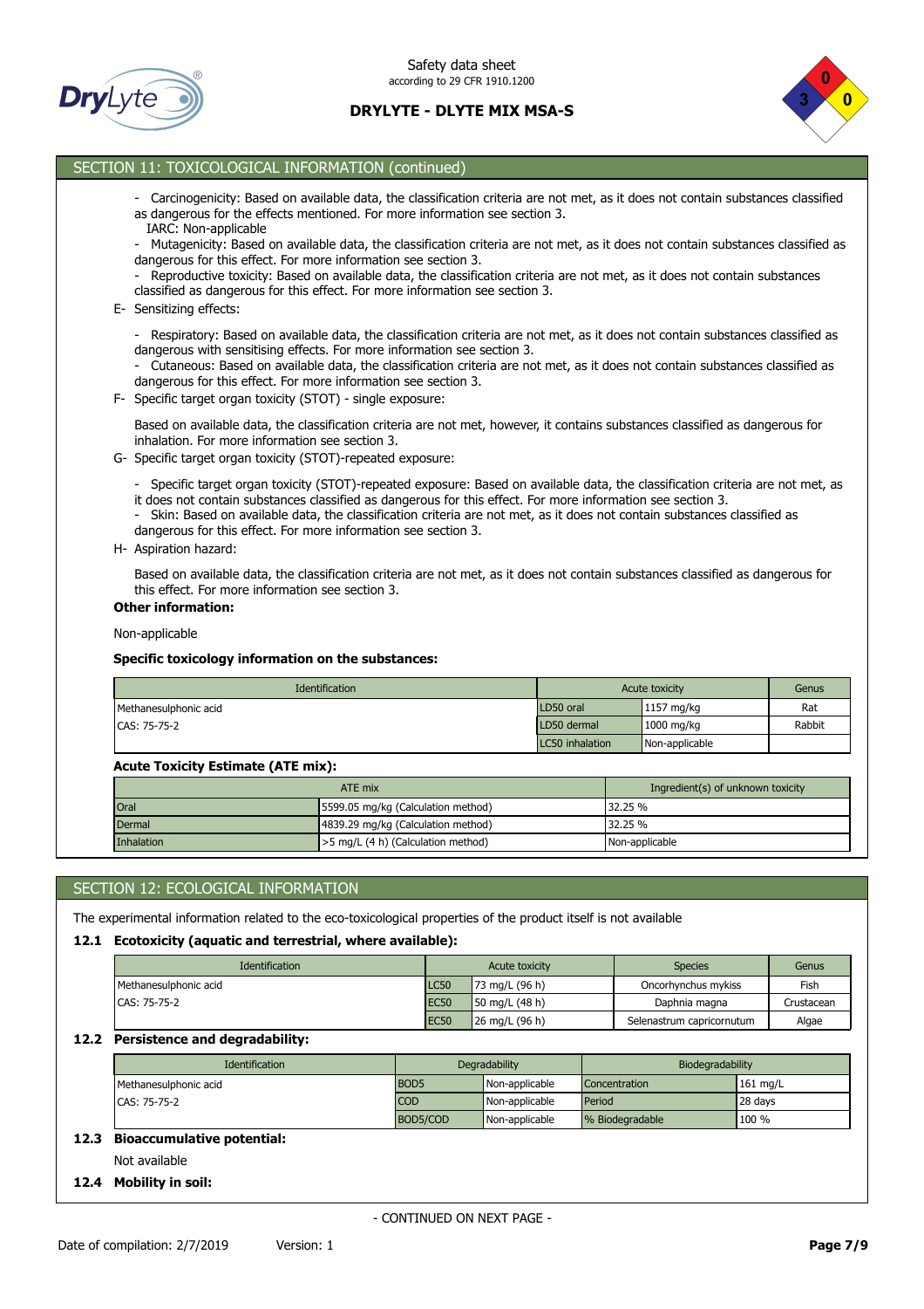## SECTION 11: TOXICOLOGICAL INFORMATION (continued)

- Carcinogenicity: Based on available data, the classification criteria are not met, as it does not contain substances classified as dangerous for the effects mentioned. For more information see section 3.
  IARC: Non-applicable
- Mutagenicity: Based on available data, the classification criteria are not met, as it does not contain substances classified as dangerous for this effect. For more information see section 3.
- Reproductive toxicity: Based on available data, the classification criteria are not met, as it does not contain substances classified as dangerous for this effect. For more information see section 3.

E- Sensitizing effects:

- Respiratory: Based on available data, the classification criteria are not met, as it does not contain substances classified as dangerous with sensitising effects. For more information see section 3.
- Cutaneous: Based on available data, the classification criteria are not met, as it does not contain substances classified as dangerous for this effect. For more information see section 3.

F- Specific target organ toxicity (STOT) - single exposure:

Based on available data, the classification criteria are not met, however, it contains substances classified as dangerous for inhalation. For more information see section 3.

G- Specific target organ toxicity (STOT)-repeated exposure:

- Specific target organ toxicity (STOT)-repeated exposure: Based on available data, the classification criteria are not met, as it does not contain substances classified as dangerous for this effect. For more information see section 3.
- Skin: Based on available data, the classification criteria are not met, as it does not contain substances classified as dangerous for this effect. For more information see section 3.

H- Aspiration hazard:

Based on available data, the classification criteria are not met, as it does not contain substances classified as dangerous for this effect. For more information see section 3.

**Other information:**

Non-applicable

**Specific toxicology information on the substances:**

| Identification | Acute toxicity | | Genus |
|---|---|---|---|
| Methanesulphonic acid | LD50 oral | 1157 mg/kg | Rat |
| CAS: 75-75-2 | LD50 dermal | 1000 mg/kg | Rabbit |
| | LC50 inhalation | Non-applicable | |

**Acute Toxicity Estimate (ATE mix):**

| ATE mix | | Ingredient(s) of unknown toxicity |
|---|---|---|
| Oral | 5599.05 mg/kg (Calculation method) | 32.25 % |
| Dermal | 4839.29 mg/kg (Calculation method) | 32.25 % |
| Inhalation | >5 mg/L (4 h) (Calculation method) | Non-applicable |

## SECTION 12: ECOLOGICAL INFORMATION

The experimental information related to the eco-toxicological properties of the product itself is not available

### 12.1 Ecotoxicity (aquatic and terrestrial, where available):

| Identification | Acute toxicity | | Species | Genus |
|---|---|---|---|---|
| Methanesulphonic acid | LC50 | 73 mg/L (96 h) | Oncorhynchus mykiss | Fish |
| CAS: 75-75-2 | EC50 | 50 mg/L (48 h) | Daphnia magna | Crustacean |
| | EC50 | 26 mg/L (96 h) | Selenastrum capricornutum | Algae |

### 12.2 Persistence and degradability:

| Identification | Degradability | | Biodegradability | |
|---|---|---|---|---|
| Methanesulphonic acid | BOD5 | Non-applicable | Concentration | 161 mg/L |
| CAS: 75-75-2 | COD | Non-applicable | Period | 28 days |
| | BOD5/COD | Non-applicable | % Biodegradable | 100 % |

### 12.3 Bioaccumulative potential:

Not available

### 12.4 Mobility in soil:

- CONTINUED ON NEXT PAGE -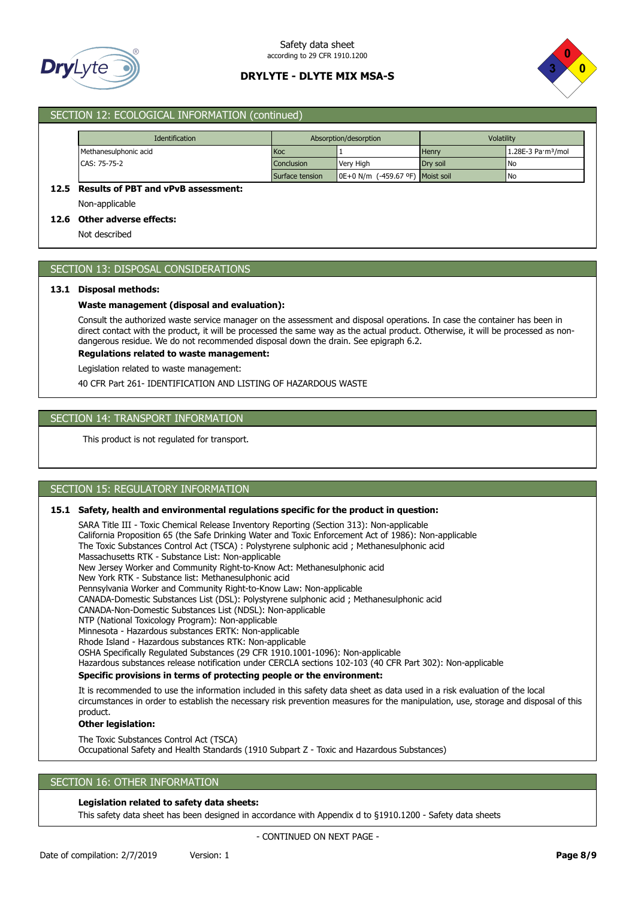## SECTION 12: ECOLOGICAL INFORMATION (continued)

| Identification | Absorption/desorption | | Volatility | |
|---|---|---|---|---|
| Methanesulphonic acid | Koc | 1 | Henry | 1.28E-3 Pa·m³/mol |
| CAS: 75-75-2 | Conclusion | Very High | Dry soil | No |
| | Surface tension | 0E+0 N/m (-459.67 ºF) | Moist soil | No |

**12.5 Results of PBT and vPvB assessment:**

Non-applicable

**12.6 Other adverse effects:**

Not described

## SECTION 13: DISPOSAL CONSIDERATIONS

**13.1 Disposal methods:**

**Waste management (disposal and evaluation):**

Consult the authorized waste service manager on the assessment and disposal operations. In case the container has been in direct contact with the product, it will be processed the same way as the actual product. Otherwise, it will be processed as non-dangerous residue. We do not recommended disposal down the drain. See epigraph 6.2.

**Regulations related to waste management:**

Legislation related to waste management:

40 CFR Part 261- IDENTIFICATION AND LISTING OF HAZARDOUS WASTE

## SECTION 14: TRANSPORT INFORMATION

This product is not regulated for transport.

## SECTION 15: REGULATORY INFORMATION

**15.1 Safety, health and environmental regulations specific for the product in question:**

SARA Title III - Toxic Chemical Release Inventory Reporting (Section 313): Non-applicable
California Proposition 65 (the Safe Drinking Water and Toxic Enforcement Act of 1986): Non-applicable
The Toxic Substances Control Act (TSCA) : Polystyrene sulphonic acid ; Methanesulphonic acid
Massachusetts RTK - Substance List: Non-applicable
New Jersey Worker and Community Right-to-Know Act: Methanesulphonic acid
New York RTK - Substance list: Methanesulphonic acid
Pennsylvania Worker and Community Right-to-Know Law: Non-applicable
CANADA-Domestic Substances List (DSL): Polystyrene sulphonic acid ; Methanesulphonic acid
CANADA-Non-Domestic Substances List (NDSL): Non-applicable
NTP (National Toxicology Program): Non-applicable
Minnesota - Hazardous substances ERTK: Non-applicable
Rhode Island - Hazardous substances RTK: Non-applicable
OSHA Specifically Regulated Substances (29 CFR 1910.1001-1096): Non-applicable
Hazardous substances release notification under CERCLA sections 102-103 (40 CFR Part 302): Non-applicable

**Specific provisions in terms of protecting people or the environment:**

It is recommended to use the information included in this safety data sheet as data used in a risk evaluation of the local circumstances in order to establish the necessary risk prevention measures for the manipulation, use, storage and disposal of this product.

**Other legislation:**

The Toxic Substances Control Act (TSCA)
Occupational Safety and Health Standards (1910 Subpart Z - Toxic and Hazardous Substances)

## SECTION 16: OTHER INFORMATION

**Legislation related to safety data sheets:**

This safety data sheet has been designed in accordance with Appendix d to §1910.1200 - Safety data sheets

- CONTINUED ON NEXT PAGE -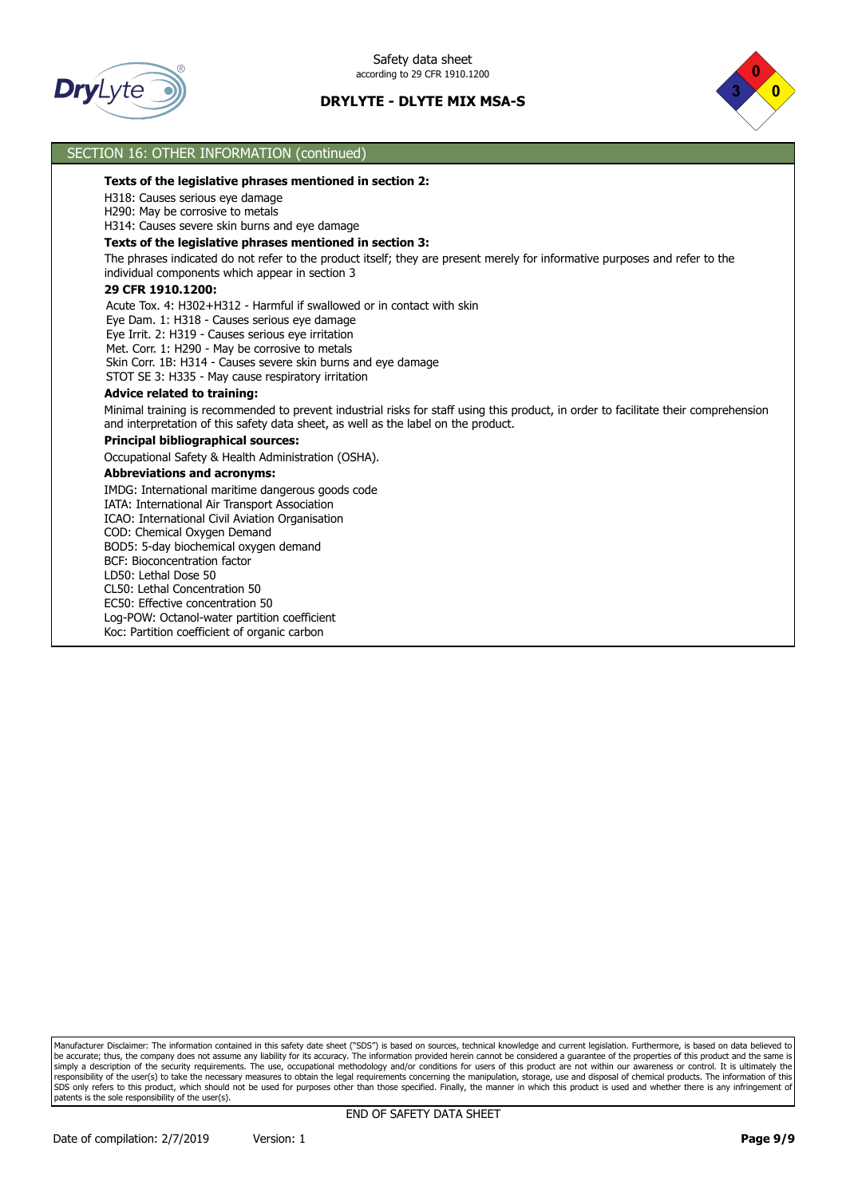## SECTION 16: OTHER INFORMATION (continued)

**Texts of the legislative phrases mentioned in section 2:**

H318: Causes serious eye damage
H290: May be corrosive to metals
H314: Causes severe skin burns and eye damage

**Texts of the legislative phrases mentioned in section 3:**

The phrases indicated do not refer to the product itself; they are present merely for informative purposes and refer to the individual components which appear in section 3

**29 CFR 1910.1200:**

Acute Tox. 4: H302+H312 - Harmful if swallowed or in contact with skin
Eye Dam. 1: H318 - Causes serious eye damage
Eye Irrit. 2: H319 - Causes serious eye irritation
Met. Corr. 1: H290 - May be corrosive to metals
Skin Corr. 1B: H314 - Causes severe skin burns and eye damage
STOT SE 3: H335 - May cause respiratory irritation

**Advice related to training:**

Minimal training is recommended to prevent industrial risks for staff using this product, in order to facilitate their comprehension and interpretation of this safety data sheet, as well as the label on the product.

**Principal bibliographical sources:**

Occupational Safety & Health Administration (OSHA).

**Abbreviations and acronyms:**

IMDG: International maritime dangerous goods code
IATA: International Air Transport Association
ICAO: International Civil Aviation Organisation
COD: Chemical Oxygen Demand
BOD5: 5-day biochemical oxygen demand
BCF: Bioconcentration factor
LD50: Lethal Dose 50
CL50: Lethal Concentration 50
EC50: Effective concentration 50
Log-POW: Octanol-water partition coefficient
Koc: Partition coefficient of organic carbon

Manufacturer Disclaimer: The information contained in this safety date sheet ("SDS") is based on sources, technical knowledge and current legislation. Furthermore, is based on data believed to be accurate; thus, the company does not assume any liability for its accuracy. The information provided herein cannot be considered a guarantee of the properties of this product and the same is simply a description of the security requirements. The use, occupational methodology and/or conditions for users of this product are not within our awareness or control. It is ultimately the responsibility of the user(s) to take the necessary measures to obtain the legal requirements concerning the manipulation, storage, use and disposal of chemical products. The information of this SDS only refers to this product, which should not be used for purposes other than those specified. Finally, the manner in which this product is used and whether there is any infringement of patents is the sole responsibility of the user(s).

END OF SAFETY DATA SHEET